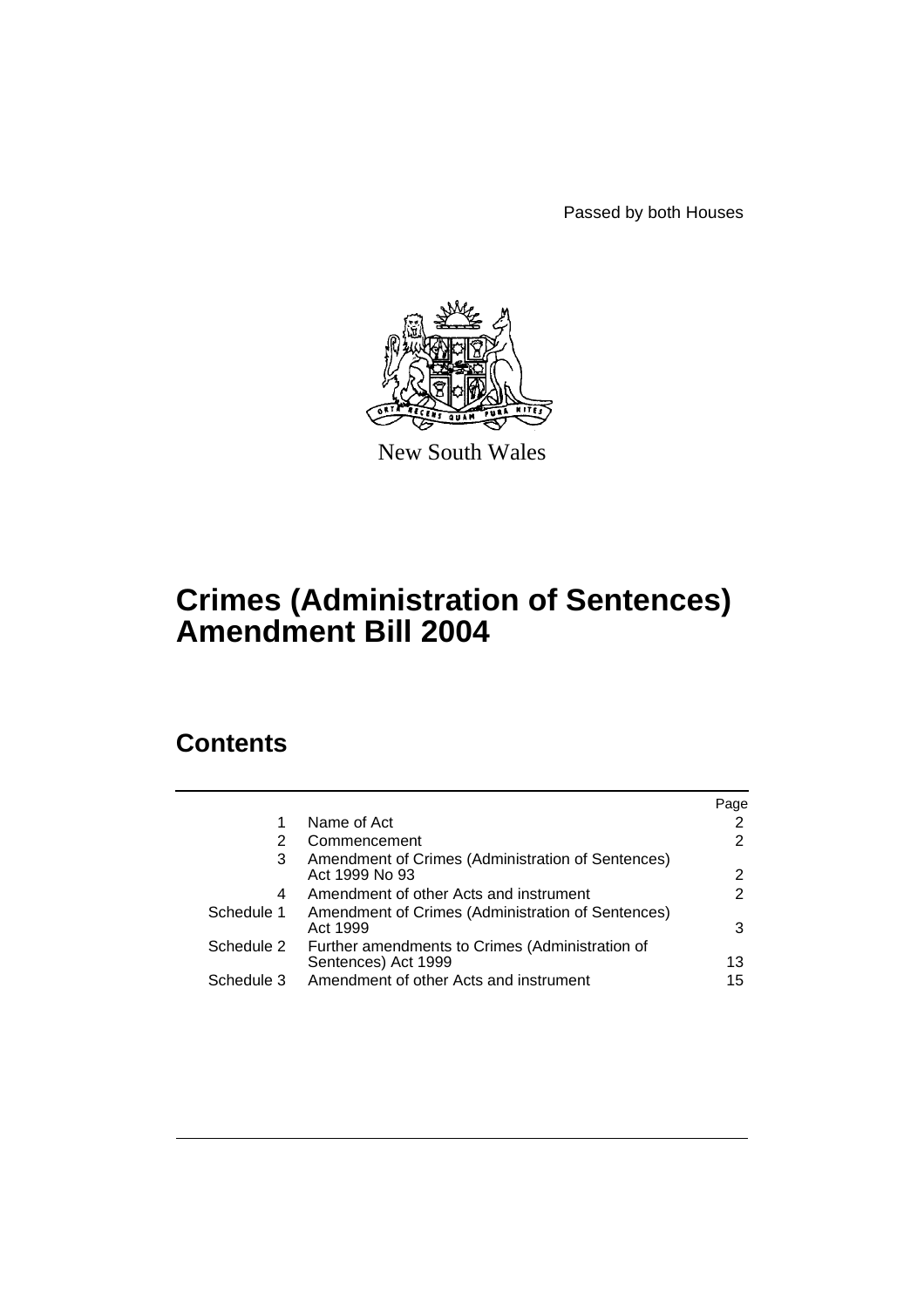Passed by both Houses

New South Wales

# Crimes (Administration of Sentences) Amendment Bill 2004

## Contents

| | | Page |
|---|---|---|
| 1 | Name of Act | 2 |
| 2 | Commencement | 2 |
| 3 | Amendment of Crimes (Administration of Sentences) Act 1999 No 93 | 2 |
| 4 | Amendment of other Acts and instrument | 2 |
| Schedule 1 | Amendment of Crimes (Administration of Sentences) Act 1999 | 3 |
| Schedule 2 | Further amendments to Crimes (Administration of Sentences) Act 1999 | 13 |
| Schedule 3 | Amendment of other Acts and instrument | 15 |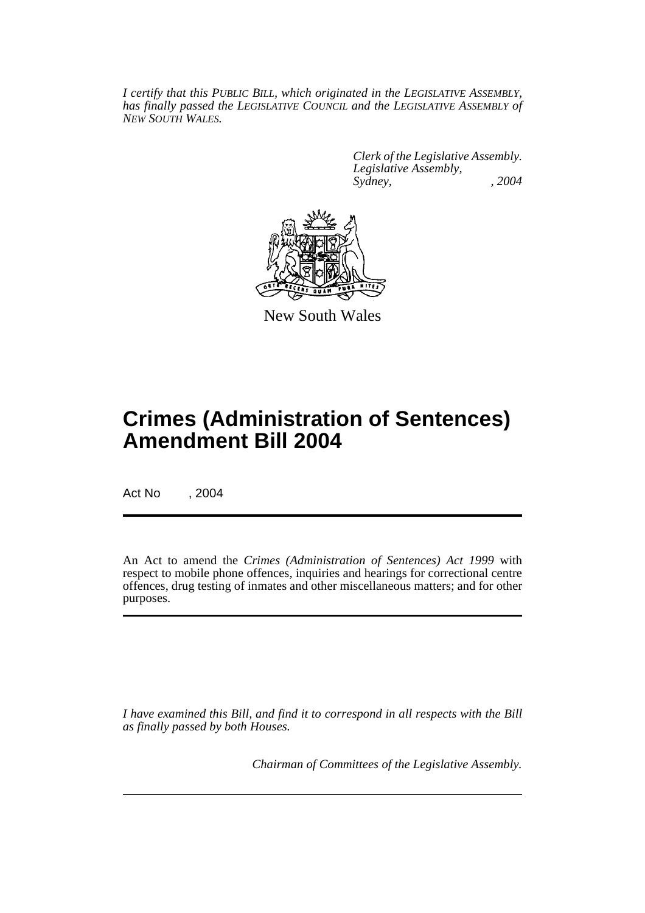*I certify that this PUBLIC BILL, which originated in the LEGISLATIVE ASSEMBLY, has finally passed the LEGISLATIVE COUNCIL and the LEGISLATIVE ASSEMBLY of NEW SOUTH WALES.*

*Clerk of the Legislative Assembly.*
*Legislative Assembly,*
*Sydney, , 2004*

New South Wales

# Crimes (Administration of Sentences) Amendment Bill 2004

Act No , 2004

An Act to amend the *Crimes (Administration of Sentences) Act 1999* with respect to mobile phone offences, inquiries and hearings for correctional centre offences, drug testing of inmates and other miscellaneous matters; and for other purposes.

*I have examined this Bill, and find it to correspond in all respects with the Bill as finally passed by both Houses.*

*Chairman of Committees of the Legislative Assembly.*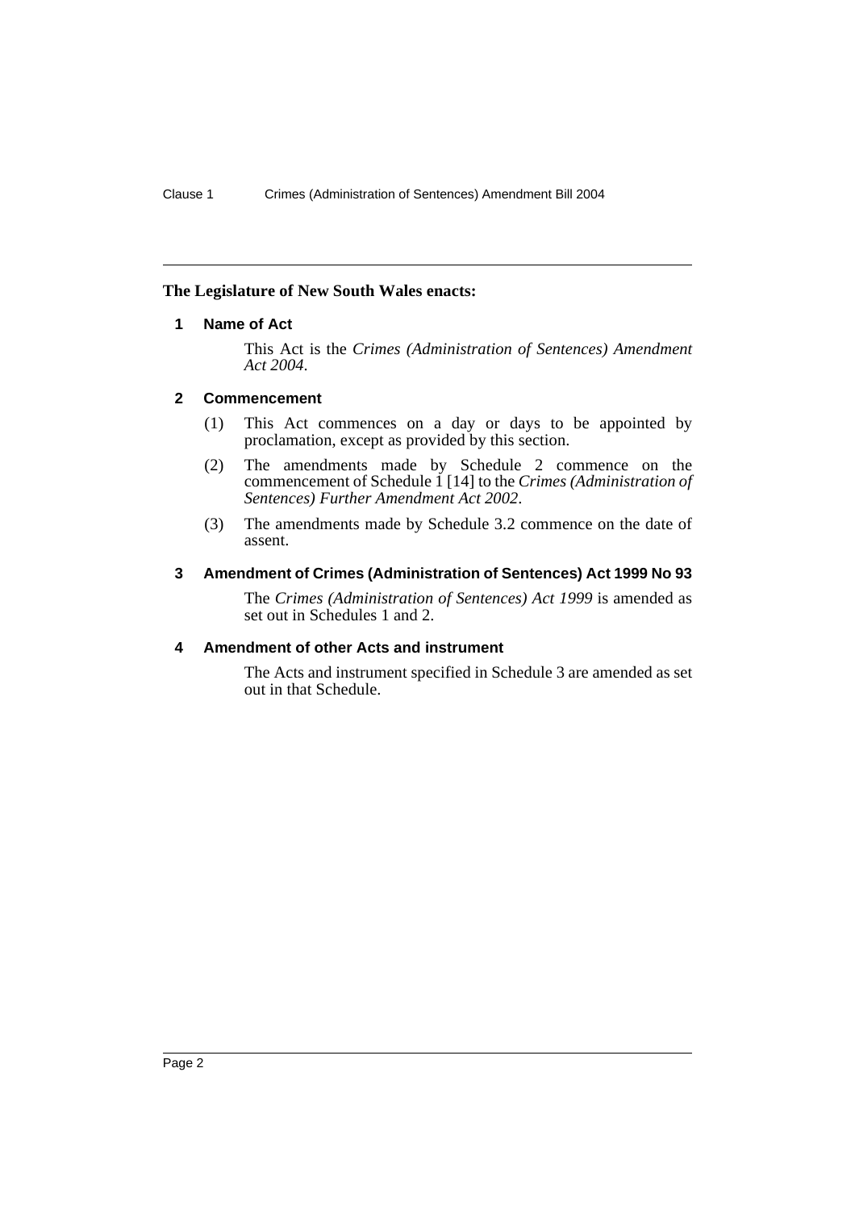**The Legislature of New South Wales enacts:**

## 1 Name of Act

This Act is the *Crimes (Administration of Sentences) Amendment Act 2004*.

## 2 Commencement

(1) This Act commences on a day or days to be appointed by proclamation, except as provided by this section.

(2) The amendments made by Schedule 2 commence on the commencement of Schedule 1 [14] to the *Crimes (Administration of Sentences) Further Amendment Act 2002*.

(3) The amendments made by Schedule 3.2 commence on the date of assent.

## 3 Amendment of Crimes (Administration of Sentences) Act 1999 No 93

The *Crimes (Administration of Sentences) Act 1999* is amended as set out in Schedules 1 and 2.

## 4 Amendment of other Acts and instrument

The Acts and instrument specified in Schedule 3 are amended as set out in that Schedule.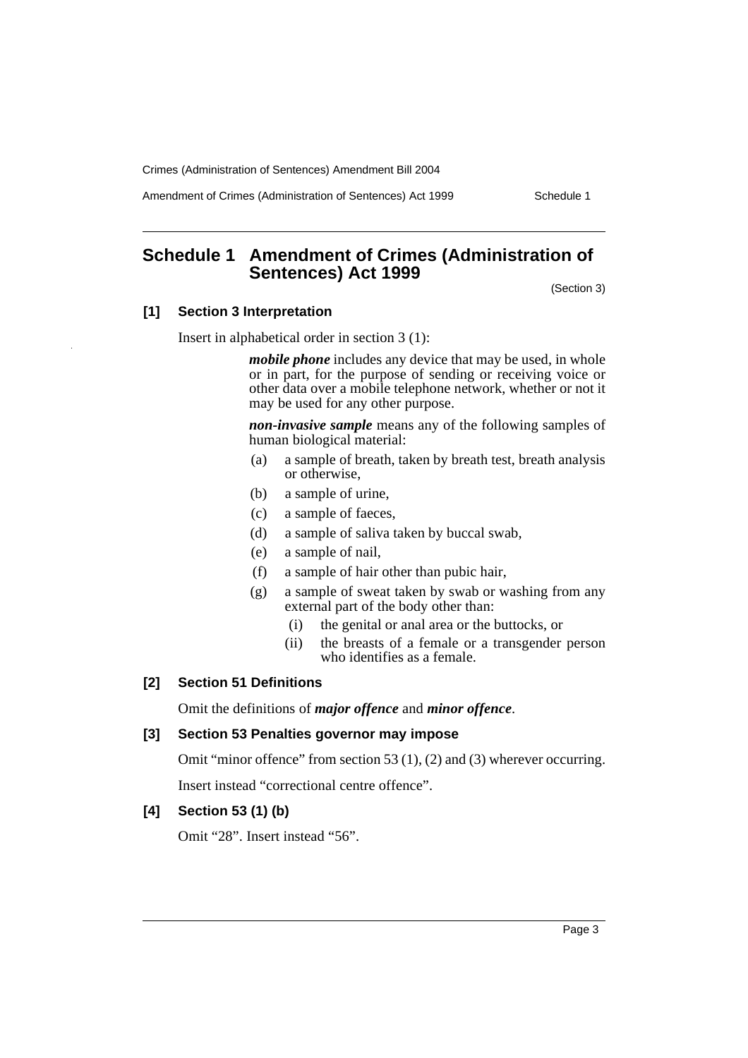## Schedule 1 Amendment of Crimes (Administration of Sentences) Act 1999

(Section 3)

### [1] Section 3 Interpretation

Insert in alphabetical order in section 3 (1):

> ***mobile phone*** includes any device that may be used, in whole or in part, for the purpose of sending or receiving voice or other data over a mobile telephone network, whether or not it may be used for any other purpose.
>
> ***non-invasive sample*** means any of the following samples of human biological material:
>
> (a) a sample of breath, taken by breath test, breath analysis or otherwise,
>
> (b) a sample of urine,
>
> (c) a sample of faeces,
>
> (d) a sample of saliva taken by buccal swab,
>
> (e) a sample of nail,
>
> (f) a sample of hair other than pubic hair,
>
> (g) a sample of sweat taken by swab or washing from any external part of the body other than:
>
> (i) the genital or anal area or the buttocks, or
>
> (ii) the breasts of a female or a transgender person who identifies as a female.

### [2] Section 51 Definitions

Omit the definitions of ***major offence*** and ***minor offence***.

### [3] Section 53 Penalties governor may impose

Omit "minor offence" from section 53 (1), (2) and (3) wherever occurring.

Insert instead "correctional centre offence".

### [4] Section 53 (1) (b)

Omit "28". Insert instead "56".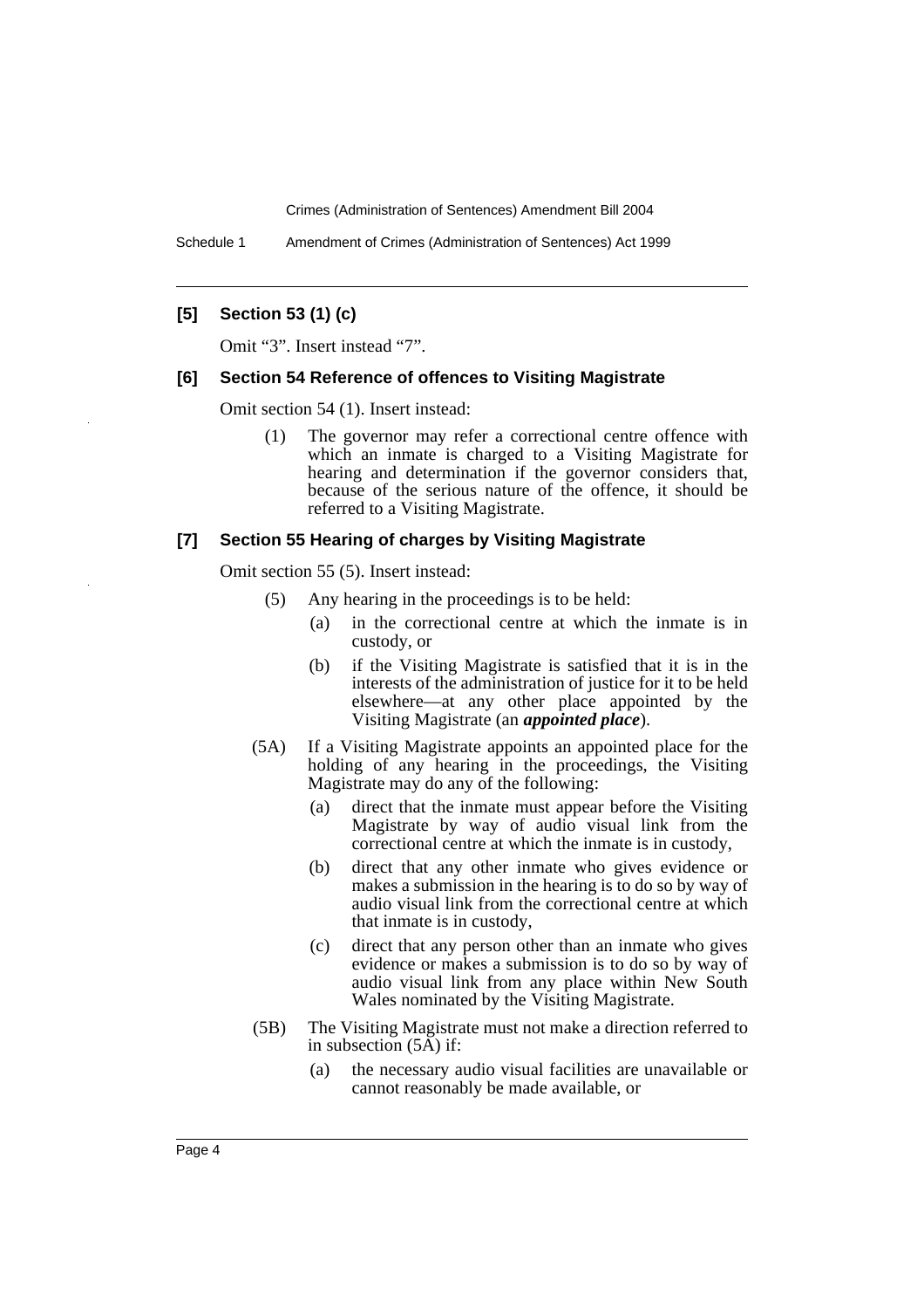### [5] Section 53 (1) (c)

Omit "3". Insert instead "7".

### [6] Section 54 Reference of offences to Visiting Magistrate

Omit section 54 (1). Insert instead:

(1) The governor may refer a correctional centre offence with which an inmate is charged to a Visiting Magistrate for hearing and determination if the governor considers that, because of the serious nature of the offence, it should be referred to a Visiting Magistrate.

### [7] Section 55 Hearing of charges by Visiting Magistrate

Omit section 55 (5). Insert instead:

(5) Any hearing in the proceedings is to be held:

- (a) in the correctional centre at which the inmate is in custody, or
- (b) if the Visiting Magistrate is satisfied that it is in the interests of the administration of justice for it to be held elsewhere—at any other place appointed by the Visiting Magistrate (an ***appointed place***).

(5A) If a Visiting Magistrate appoints an appointed place for the holding of any hearing in the proceedings, the Visiting Magistrate may do any of the following:

- (a) direct that the inmate must appear before the Visiting Magistrate by way of audio visual link from the correctional centre at which the inmate is in custody,
- (b) direct that any other inmate who gives evidence or makes a submission in the hearing is to do so by way of audio visual link from the correctional centre at which that inmate is in custody,
- (c) direct that any person other than an inmate who gives evidence or makes a submission is to do so by way of audio visual link from any place within New South Wales nominated by the Visiting Magistrate.

(5B) The Visiting Magistrate must not make a direction referred to in subsection (5A) if:

- (a) the necessary audio visual facilities are unavailable or cannot reasonably be made available, or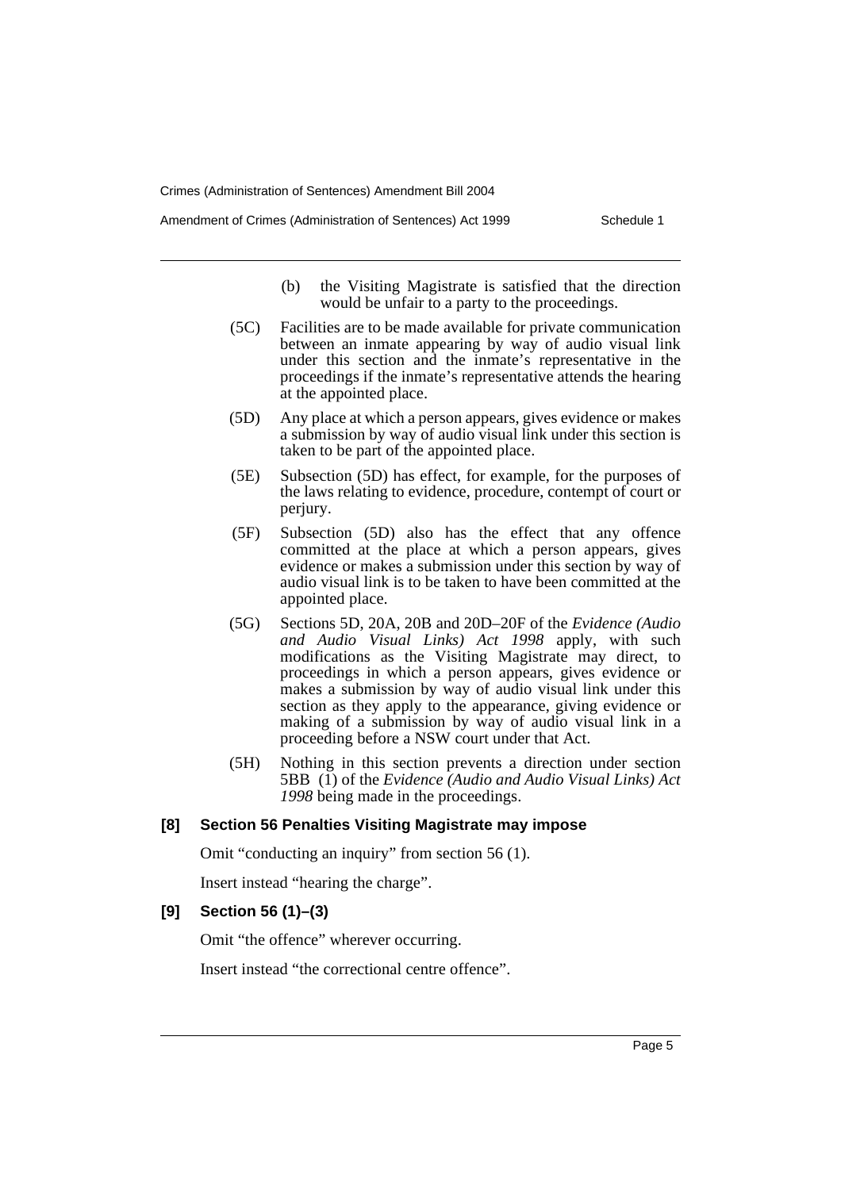(b) the Visiting Magistrate is satisfied that the direction would be unfair to a party to the proceedings.

(5C) Facilities are to be made available for private communication between an inmate appearing by way of audio visual link under this section and the inmate's representative in the proceedings if the inmate's representative attends the hearing at the appointed place.

(5D) Any place at which a person appears, gives evidence or makes a submission by way of audio visual link under this section is taken to be part of the appointed place.

(5E) Subsection (5D) has effect, for example, for the purposes of the laws relating to evidence, procedure, contempt of court or perjury.

(5F) Subsection (5D) also has the effect that any offence committed at the place at which a person appears, gives evidence or makes a submission under this section by way of audio visual link is to be taken to have been committed at the appointed place.

(5G) Sections 5D, 20A, 20B and 20D–20F of the *Evidence (Audio and Audio Visual Links) Act 1998* apply, with such modifications as the Visiting Magistrate may direct, to proceedings in which a person appears, gives evidence or makes a submission by way of audio visual link under this section as they apply to the appearance, giving evidence or making of a submission by way of audio visual link in a proceeding before a NSW court under that Act.

(5H) Nothing in this section prevents a direction under section 5BB (1) of the *Evidence (Audio and Audio Visual Links) Act 1998* being made in the proceedings.

**[8] Section 56 Penalties Visiting Magistrate may impose**

Omit "conducting an inquiry" from section 56 (1).

Insert instead "hearing the charge".

**[9] Section 56 (1)–(3)**

Omit "the offence" wherever occurring.

Insert instead "the correctional centre offence".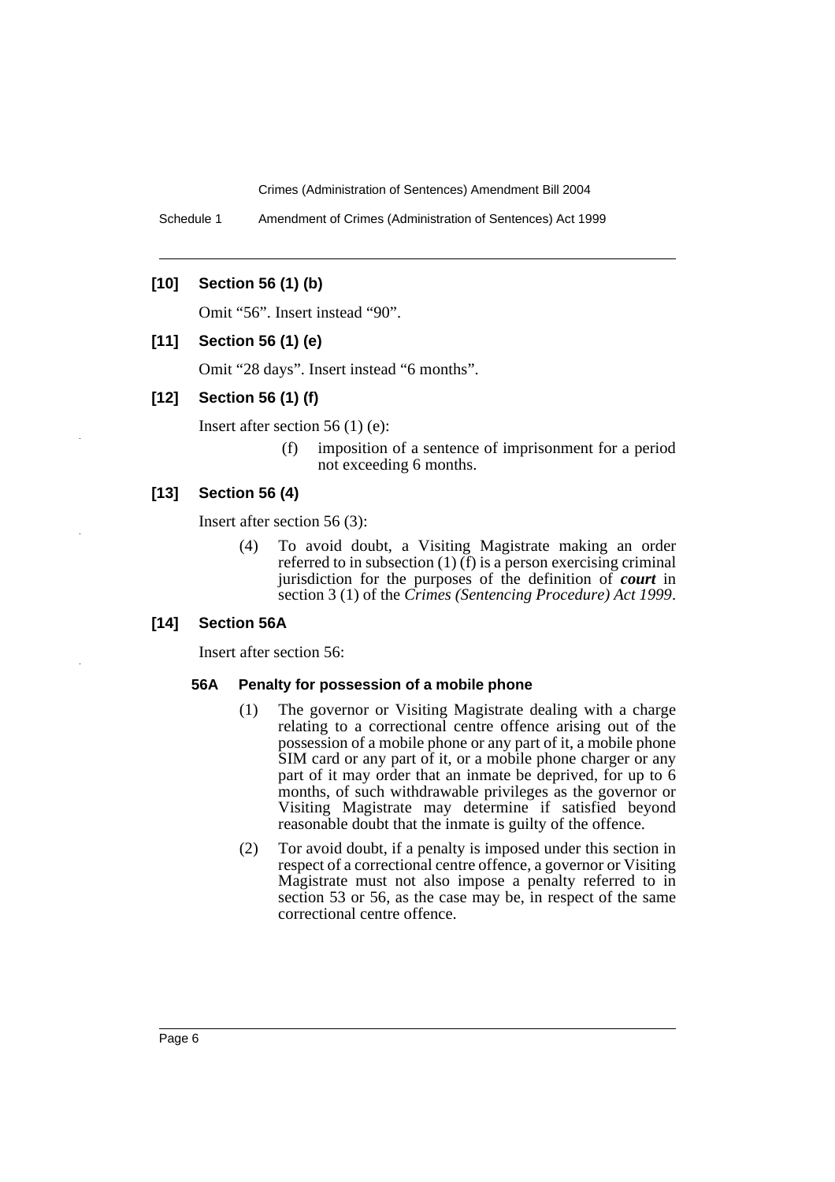### [10] Section 56 (1) (b)

Omit "56". Insert instead "90".

### [11] Section 56 (1) (e)

Omit "28 days". Insert instead "6 months".

### [12] Section 56 (1) (f)

Insert after section 56 (1) (e):

> (f) imposition of a sentence of imprisonment for a period not exceeding 6 months.

### [13] Section 56 (4)

Insert after section 56 (3):

> (4) To avoid doubt, a Visiting Magistrate making an order referred to in subsection (1) (f) is a person exercising criminal jurisdiction for the purposes of the definition of ***court*** in section 3 (1) of the *Crimes (Sentencing Procedure) Act 1999*.

### [14] Section 56A

Insert after section 56:

#### 56A Penalty for possession of a mobile phone

> (1) The governor or Visiting Magistrate dealing with a charge relating to a correctional centre offence arising out of the possession of a mobile phone or any part of it, a mobile phone SIM card or any part of it, or a mobile phone charger or any part of it may order that an inmate be deprived, for up to 6 months, of such withdrawable privileges as the governor or Visiting Magistrate may determine if satisfied beyond reasonable doubt that the inmate is guilty of the offence.
>
> (2) Tor avoid doubt, if a penalty is imposed under this section in respect of a correctional centre offence, a governor or Visiting Magistrate must not also impose a penalty referred to in section 53 or 56, as the case may be, in respect of the same correctional centre offence.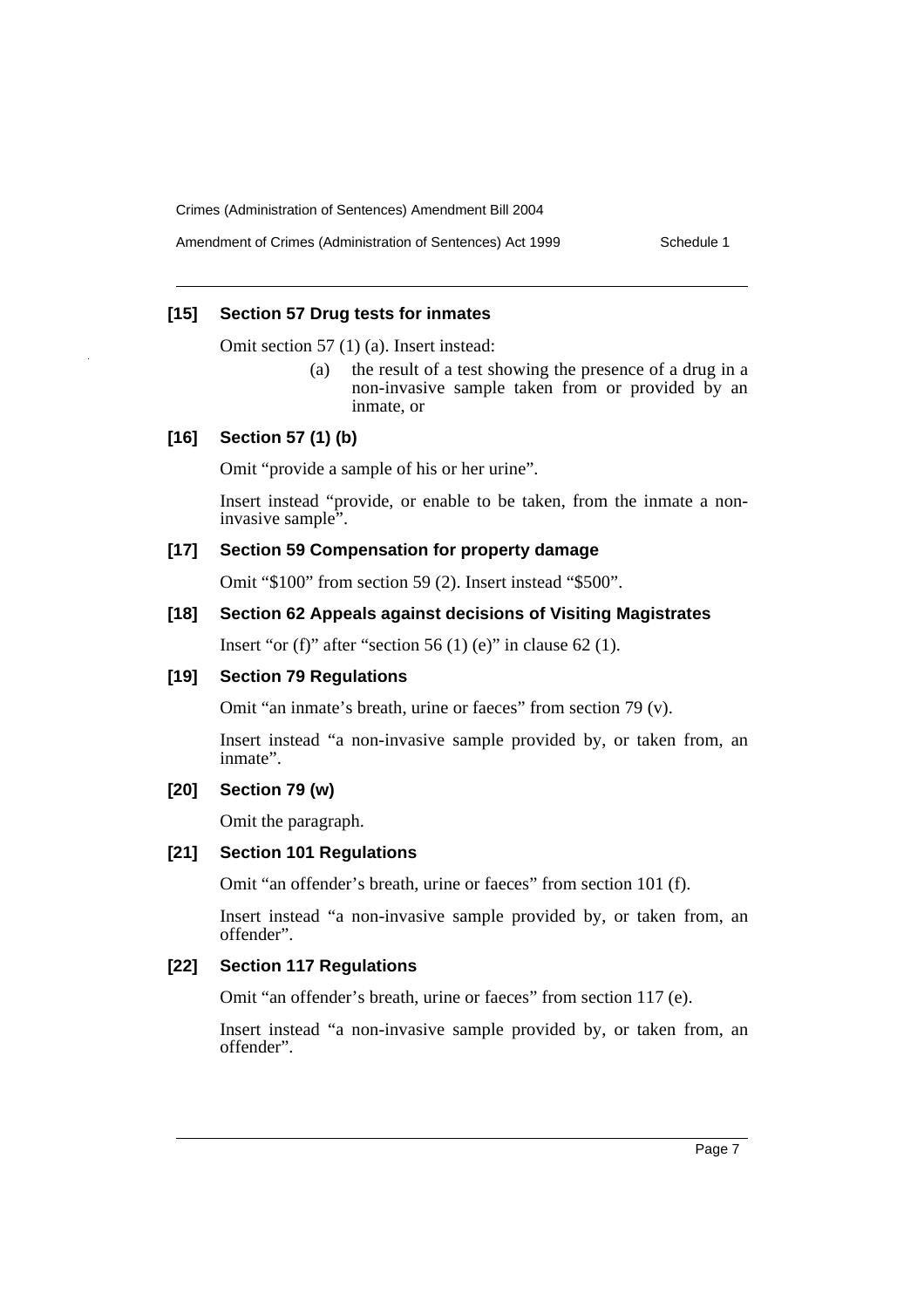### [15] Section 57 Drug tests for inmates

Omit section 57 (1) (a). Insert instead:

> (a) the result of a test showing the presence of a drug in a non-invasive sample taken from or provided by an inmate, or

### [16] Section 57 (1) (b)

Omit "provide a sample of his or her urine".

Insert instead "provide, or enable to be taken, from the inmate a non-invasive sample".

### [17] Section 59 Compensation for property damage

Omit "$100" from section 59 (2). Insert instead "$500".

### [18] Section 62 Appeals against decisions of Visiting Magistrates

Insert "or (f)" after "section 56 (1) (e)" in clause 62 (1).

### [19] Section 79 Regulations

Omit "an inmate's breath, urine or faeces" from section 79 (v).

Insert instead "a non-invasive sample provided by, or taken from, an inmate".

### [20] Section 79 (w)

Omit the paragraph.

### [21] Section 101 Regulations

Omit "an offender's breath, urine or faeces" from section 101 (f).

Insert instead "a non-invasive sample provided by, or taken from, an offender".

### [22] Section 117 Regulations

Omit "an offender's breath, urine or faeces" from section 117 (e).

Insert instead "a non-invasive sample provided by, or taken from, an offender".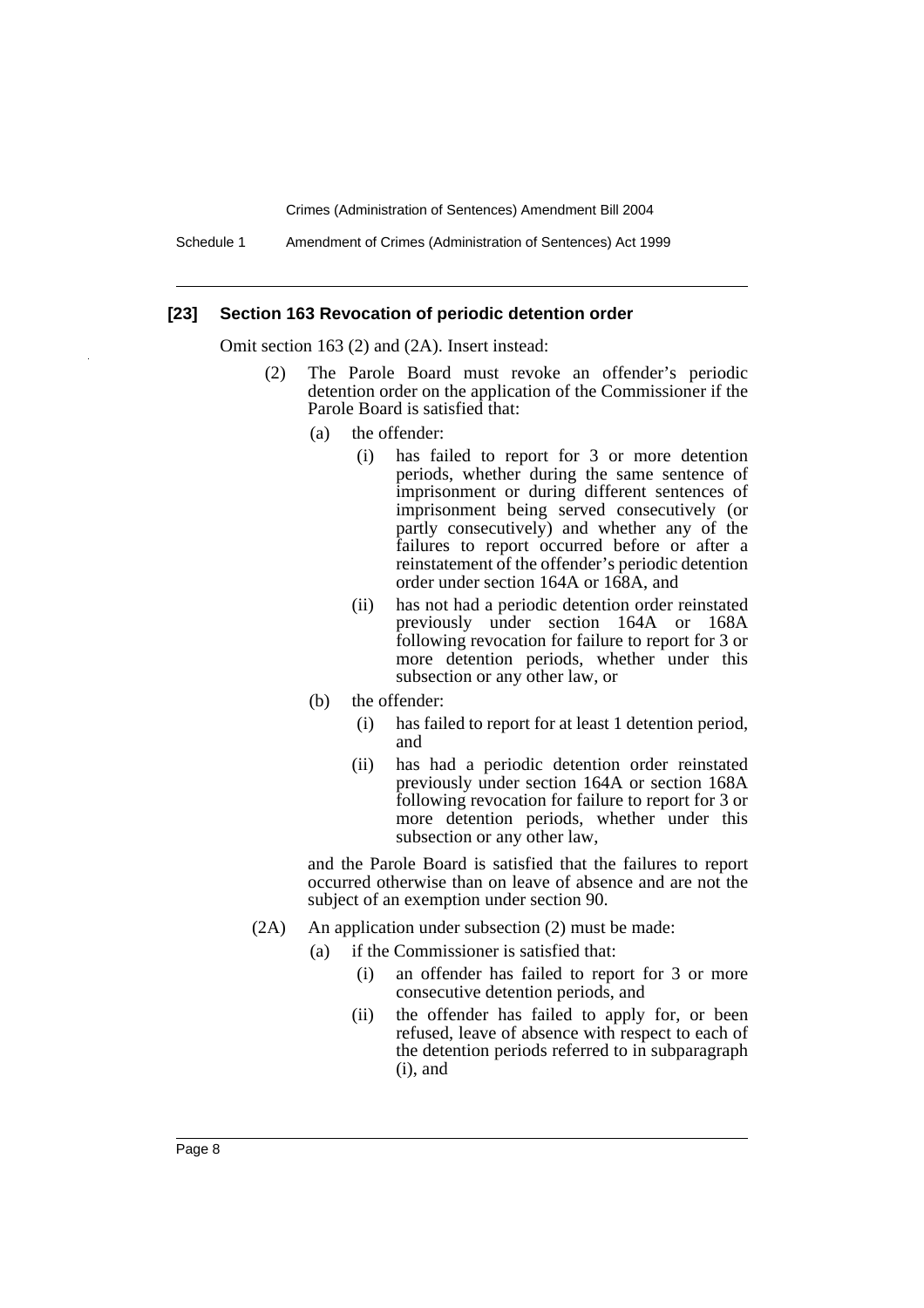### [23] Section 163 Revocation of periodic detention order

Omit section 163 (2) and (2A). Insert instead:

(2) The Parole Board must revoke an offender's periodic detention order on the application of the Commissioner if the Parole Board is satisfied that:

- (a) the offender:
  - (i) has failed to report for 3 or more detention periods, whether during the same sentence of imprisonment or during different sentences of imprisonment being served consecutively (or partly consecutively) and whether any of the failures to report occurred before or after a reinstatement of the offender's periodic detention order under section 164A or 168A, and
  - (ii) has not had a periodic detention order reinstated previously under section 164A or 168A following revocation for failure to report for 3 or more detention periods, whether under this subsection or any other law, or
- (b) the offender:
  - (i) has failed to report for at least 1 detention period, and
  - (ii) has had a periodic detention order reinstated previously under section 164A or section 168A following revocation for failure to report for 3 or more detention periods, whether under this subsection or any other law,

and the Parole Board is satisfied that the failures to report occurred otherwise than on leave of absence and are not the subject of an exemption under section 90.

(2A) An application under subsection (2) must be made:

- (a) if the Commissioner is satisfied that:
  - (i) an offender has failed to report for 3 or more consecutive detention periods, and
  - (ii) the offender has failed to apply for, or been refused, leave of absence with respect to each of the detention periods referred to in subparagraph (i), and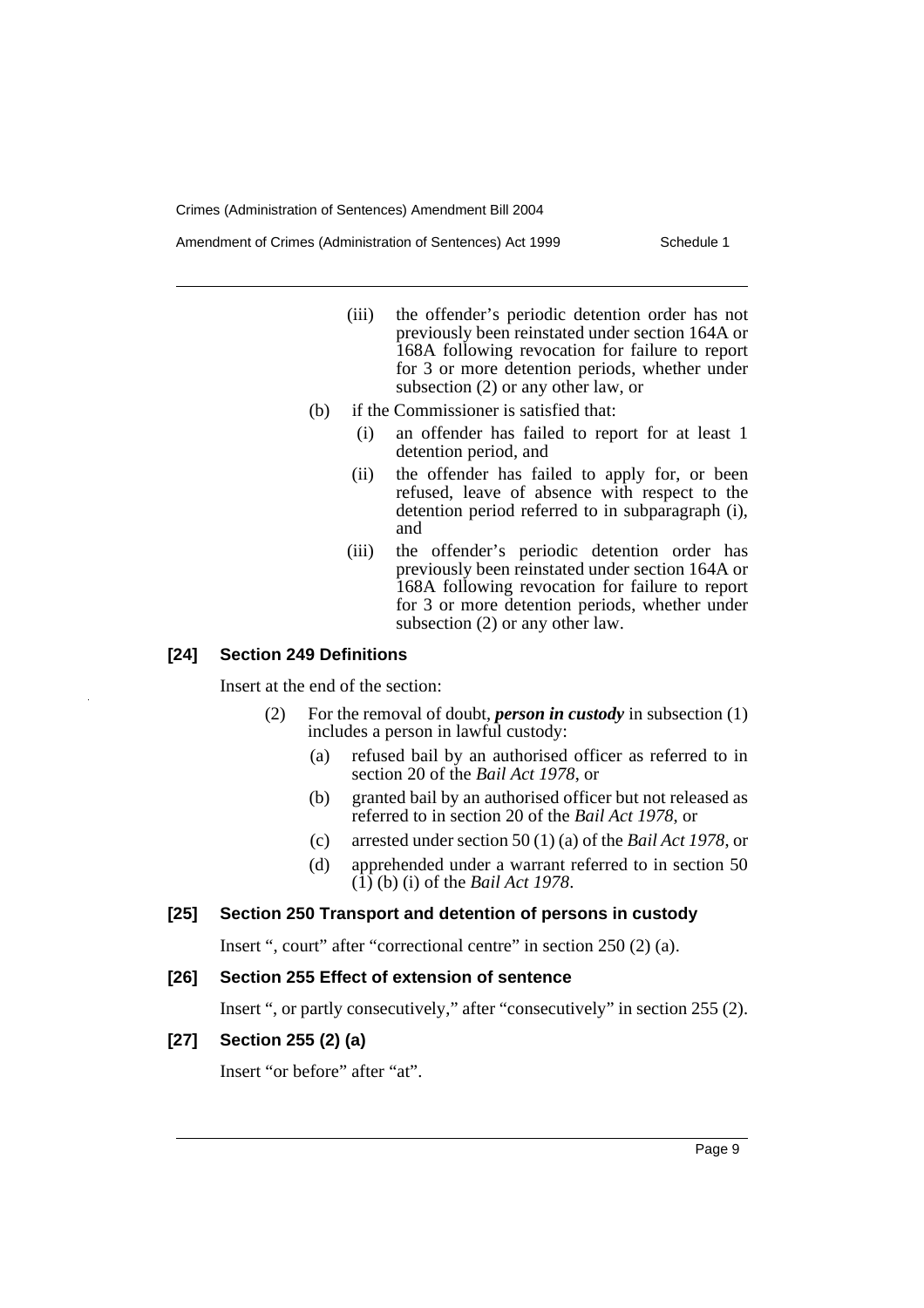(iii) the offender's periodic detention order has not previously been reinstated under section 164A or 168A following revocation for failure to report for 3 or more detention periods, whether under subsection (2) or any other law, or

(b) if the Commissioner is satisfied that:

(i) an offender has failed to report for at least 1 detention period, and

(ii) the offender has failed to apply for, or been refused, leave of absence with respect to the detention period referred to in subparagraph (i), and

(iii) the offender's periodic detention order has previously been reinstated under section 164A or 168A following revocation for failure to report for 3 or more detention periods, whether under subsection (2) or any other law.

### [24] Section 249 Definitions

Insert at the end of the section:

(2) For the removal of doubt, ***person in custody*** in subsection (1) includes a person in lawful custody:

(a) refused bail by an authorised officer as referred to in section 20 of the *Bail Act 1978*, or

(b) granted bail by an authorised officer but not released as referred to in section 20 of the *Bail Act 1978*, or

(c) arrested under section 50 (1) (a) of the *Bail Act 1978*, or

(d) apprehended under a warrant referred to in section 50 (1) (b) (i) of the *Bail Act 1978*.

### [25] Section 250 Transport and detention of persons in custody

Insert ", court" after "correctional centre" in section 250 (2) (a).

### [26] Section 255 Effect of extension of sentence

Insert ", or partly consecutively," after "consecutively" in section 255 (2).

### [27] Section 255 (2) (a)

Insert "or before" after "at".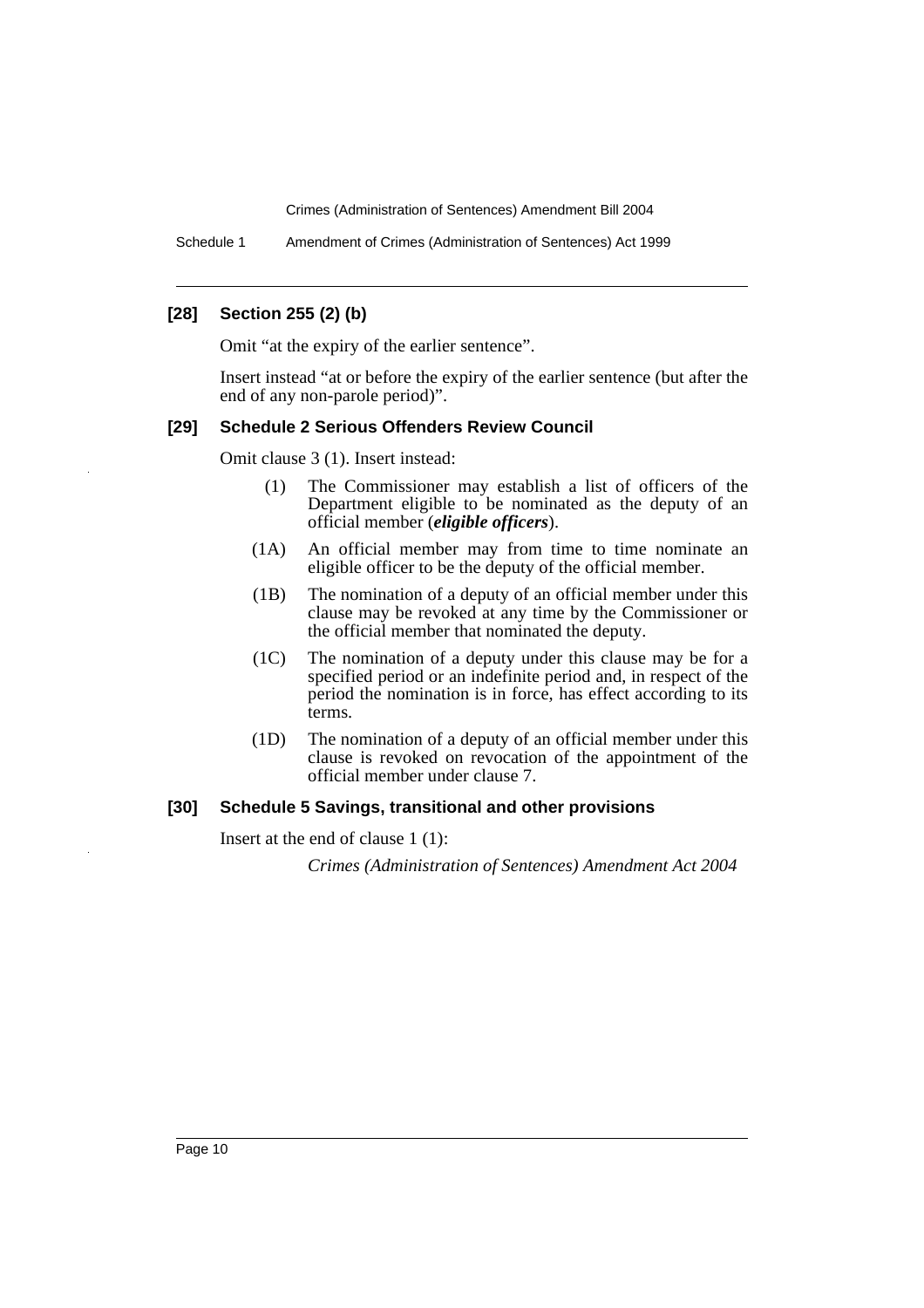### [28] Section 255 (2) (b)

Omit "at the expiry of the earlier sentence".

Insert instead "at or before the expiry of the earlier sentence (but after the end of any non-parole period)".

### [29] Schedule 2 Serious Offenders Review Council

Omit clause 3 (1). Insert instead:

(1) The Commissioner may establish a list of officers of the Department eligible to be nominated as the deputy of an official member (***eligible officers***).

(1A) An official member may from time to time nominate an eligible officer to be the deputy of the official member.

(1B) The nomination of a deputy of an official member under this clause may be revoked at any time by the Commissioner or the official member that nominated the deputy.

(1C) The nomination of a deputy under this clause may be for a specified period or an indefinite period and, in respect of the period the nomination is in force, has effect according to its terms.

(1D) The nomination of a deputy of an official member under this clause is revoked on revocation of the appointment of the official member under clause 7.

### [30] Schedule 5 Savings, transitional and other provisions

Insert at the end of clause 1 (1):

*Crimes (Administration of Sentences) Amendment Act 2004*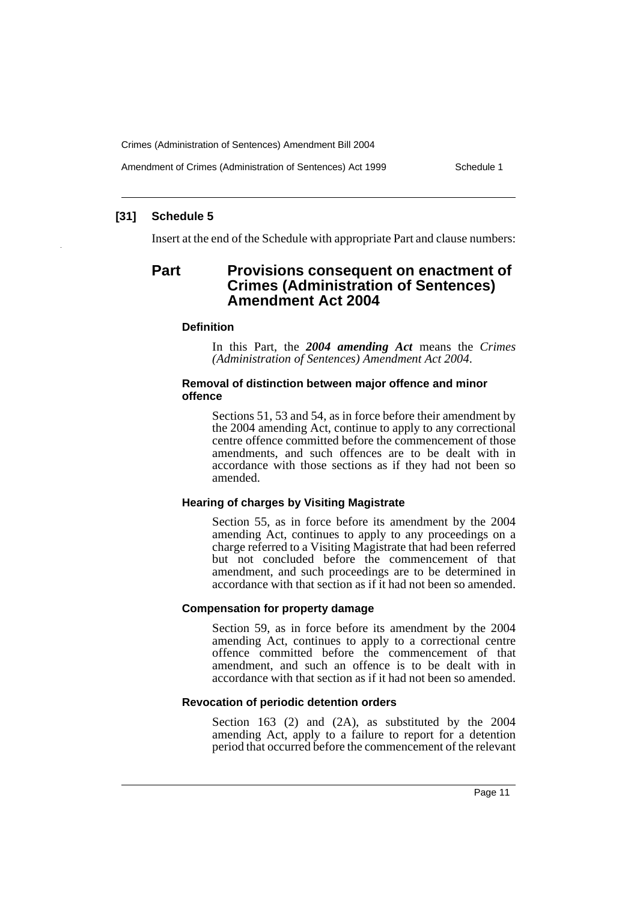## [31] Schedule 5

Insert at the end of the Schedule with appropriate Part and clause numbers:

# Part Provisions consequent on enactment of Crimes (Administration of Sentences) Amendment Act 2004

### Definition

In this Part, the ***2004 amending Act*** means the *Crimes (Administration of Sentences) Amendment Act 2004*.

### Removal of distinction between major offence and minor offence

Sections 51, 53 and 54, as in force before their amendment by the 2004 amending Act, continue to apply to any correctional centre offence committed before the commencement of those amendments, and such offences are to be dealt with in accordance with those sections as if they had not been so amended.

### Hearing of charges by Visiting Magistrate

Section 55, as in force before its amendment by the 2004 amending Act, continues to apply to any proceedings on a charge referred to a Visiting Magistrate that had been referred but not concluded before the commencement of that amendment, and such proceedings are to be determined in accordance with that section as if it had not been so amended.

### Compensation for property damage

Section 59, as in force before its amendment by the 2004 amending Act, continues to apply to a correctional centre offence committed before the commencement of that amendment, and such an offence is to be dealt with in accordance with that section as if it had not been so amended.

### Revocation of periodic detention orders

Section 163 (2) and (2A), as substituted by the 2004 amending Act, apply to a failure to report for a detention period that occurred before the commencement of the relevant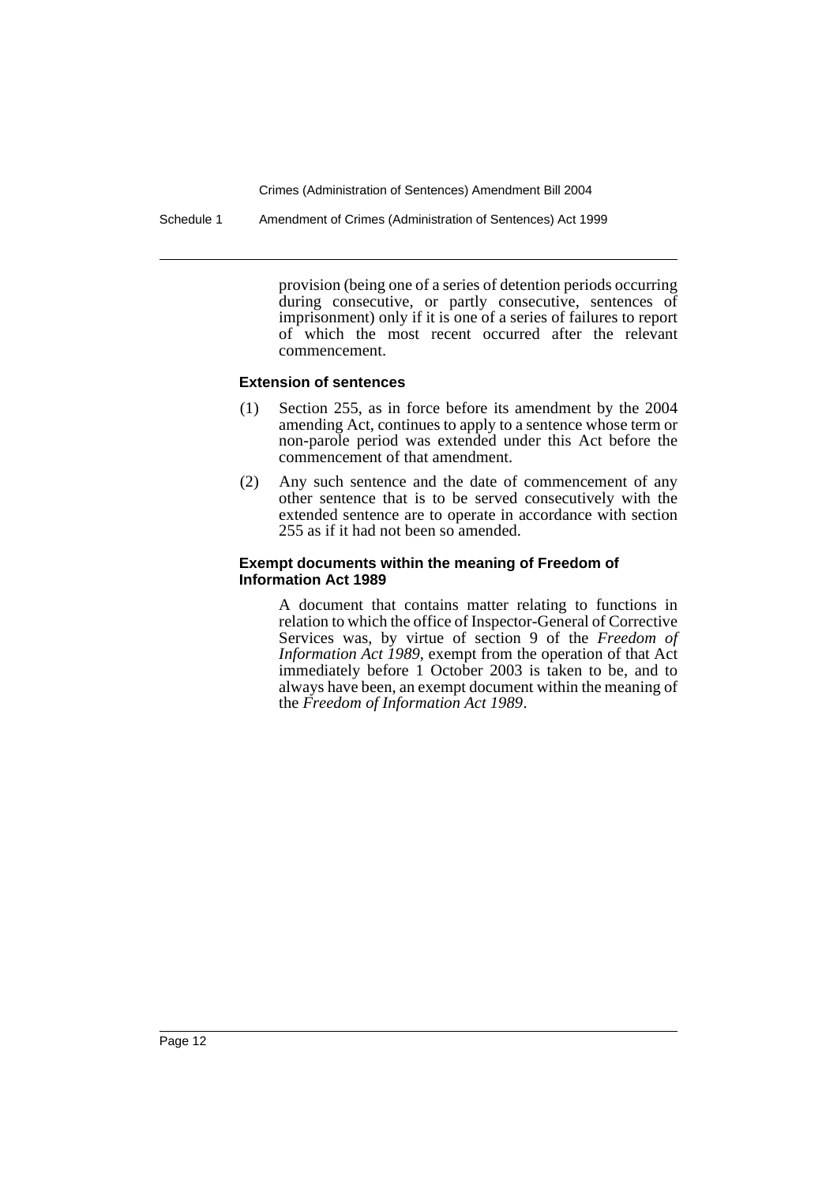provision (being one of a series of detention periods occurring during consecutive, or partly consecutive, sentences of imprisonment) only if it is one of a series of failures to report of which the most recent occurred after the relevant commencement.

#### Extension of sentences

(1) Section 255, as in force before its amendment by the 2004 amending Act, continues to apply to a sentence whose term or non-parole period was extended under this Act before the commencement of that amendment.

(2) Any such sentence and the date of commencement of any other sentence that is to be served consecutively with the extended sentence are to operate in accordance with section 255 as if it had not been so amended.

#### Exempt documents within the meaning of Freedom of Information Act 1989

A document that contains matter relating to functions in relation to which the office of Inspector-General of Corrective Services was, by virtue of section 9 of the *Freedom of Information Act 1989*, exempt from the operation of that Act immediately before 1 October 2003 is taken to be, and to always have been, an exempt document within the meaning of the *Freedom of Information Act 1989*.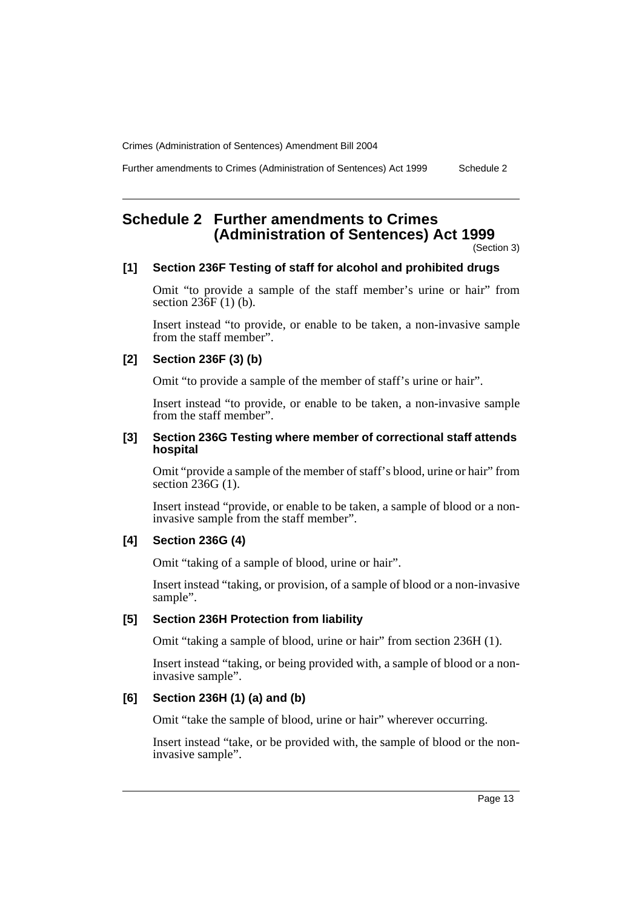# Schedule 2 Further amendments to Crimes (Administration of Sentences) Act 1999

(Section 3)

### [1] Section 236F Testing of staff for alcohol and prohibited drugs

Omit "to provide a sample of the staff member's urine or hair" from section 236F (1) (b).

Insert instead "to provide, or enable to be taken, a non-invasive sample from the staff member".

### [2] Section 236F (3) (b)

Omit "to provide a sample of the member of staff's urine or hair".

Insert instead "to provide, or enable to be taken, a non-invasive sample from the staff member".

### [3] Section 236G Testing where member of correctional staff attends hospital

Omit "provide a sample of the member of staff's blood, urine or hair" from section 236G (1).

Insert instead "provide, or enable to be taken, a sample of blood or a non-invasive sample from the staff member".

### [4] Section 236G (4)

Omit "taking of a sample of blood, urine or hair".

Insert instead "taking, or provision, of a sample of blood or a non-invasive sample".

### [5] Section 236H Protection from liability

Omit "taking a sample of blood, urine or hair" from section 236H (1).

Insert instead "taking, or being provided with, a sample of blood or a non-invasive sample".

### [6] Section 236H (1) (a) and (b)

Omit "take the sample of blood, urine or hair" wherever occurring.

Insert instead "take, or be provided with, the sample of blood or the non-invasive sample".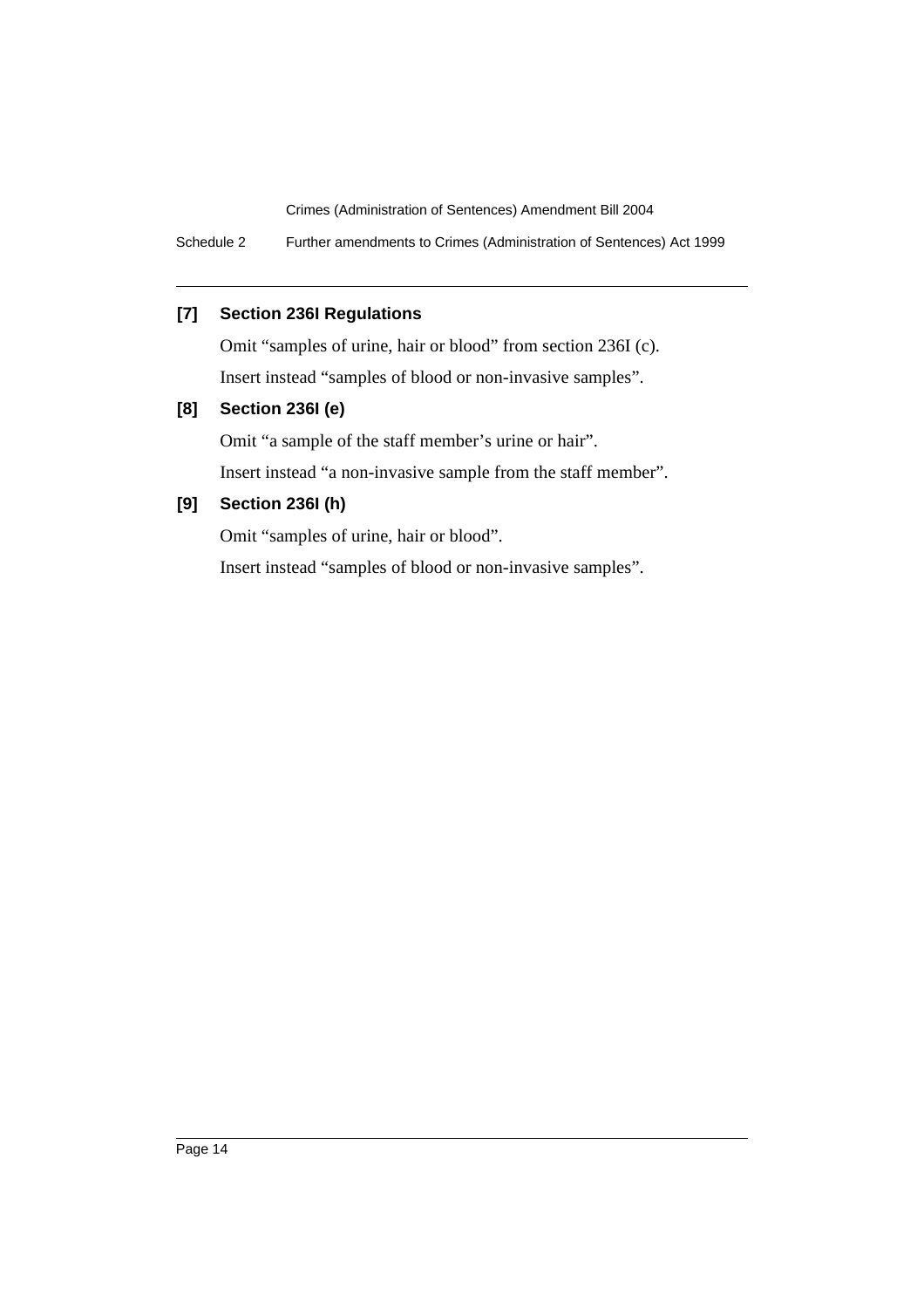### [7] Section 236I Regulations

Omit "samples of urine, hair or blood" from section 236I (c).

Insert instead "samples of blood or non-invasive samples".

### [8] Section 236I (e)

Omit "a sample of the staff member's urine or hair".

Insert instead "a non-invasive sample from the staff member".

### [9] Section 236I (h)

Omit "samples of urine, hair or blood".

Insert instead "samples of blood or non-invasive samples".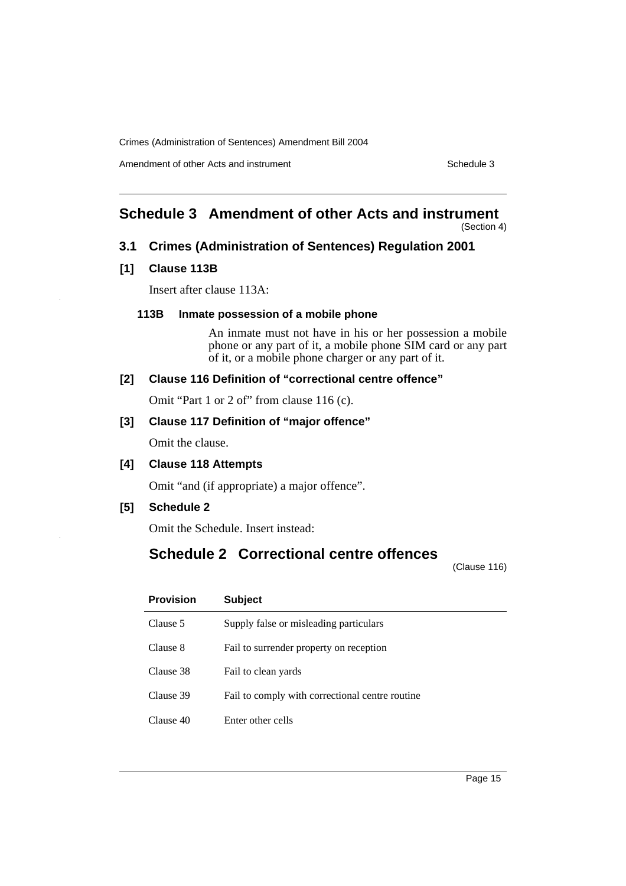# Schedule 3 Amendment of other Acts and instrument

(Section 4)

## 3.1 Crimes (Administration of Sentences) Regulation 2001

### [1] Clause 113B

Insert after clause 113A:

#### 113B Inmate possession of a mobile phone

An inmate must not have in his or her possession a mobile phone or any part of it, a mobile phone SIM card or any part of it, or a mobile phone charger or any part of it.

### [2] Clause 116 Definition of "correctional centre offence"

Omit "Part 1 or 2 of" from clause 116 (c).

### [3] Clause 117 Definition of "major offence"

Omit the clause.

### [4] Clause 118 Attempts

Omit "and (if appropriate) a major offence".

### [5] Schedule 2

Omit the Schedule. Insert instead:

## Schedule 2 Correctional centre offences

(Clause 116)

| Provision | Subject |
|---|---|
| Clause 5 | Supply false or misleading particulars |
| Clause 8 | Fail to surrender property on reception |
| Clause 38 | Fail to clean yards |
| Clause 39 | Fail to comply with correctional centre routine |
| Clause 40 | Enter other cells |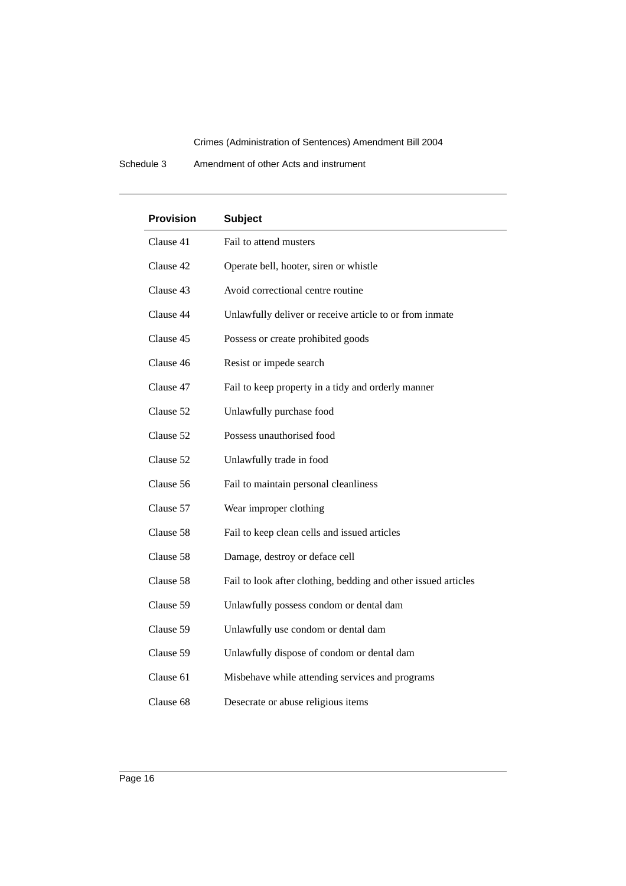| Provision | Subject |
|---|---|
| Clause 41 | Fail to attend musters |
| Clause 42 | Operate bell, hooter, siren or whistle |
| Clause 43 | Avoid correctional centre routine |
| Clause 44 | Unlawfully deliver or receive article to or from inmate |
| Clause 45 | Possess or create prohibited goods |
| Clause 46 | Resist or impede search |
| Clause 47 | Fail to keep property in a tidy and orderly manner |
| Clause 52 | Unlawfully purchase food |
| Clause 52 | Possess unauthorised food |
| Clause 52 | Unlawfully trade in food |
| Clause 56 | Fail to maintain personal cleanliness |
| Clause 57 | Wear improper clothing |
| Clause 58 | Fail to keep clean cells and issued articles |
| Clause 58 | Damage, destroy or deface cell |
| Clause 58 | Fail to look after clothing, bedding and other issued articles |
| Clause 59 | Unlawfully possess condom or dental dam |
| Clause 59 | Unlawfully use condom or dental dam |
| Clause 59 | Unlawfully dispose of condom or dental dam |
| Clause 61 | Misbehave while attending services and programs |
| Clause 68 | Desecrate or abuse religious items |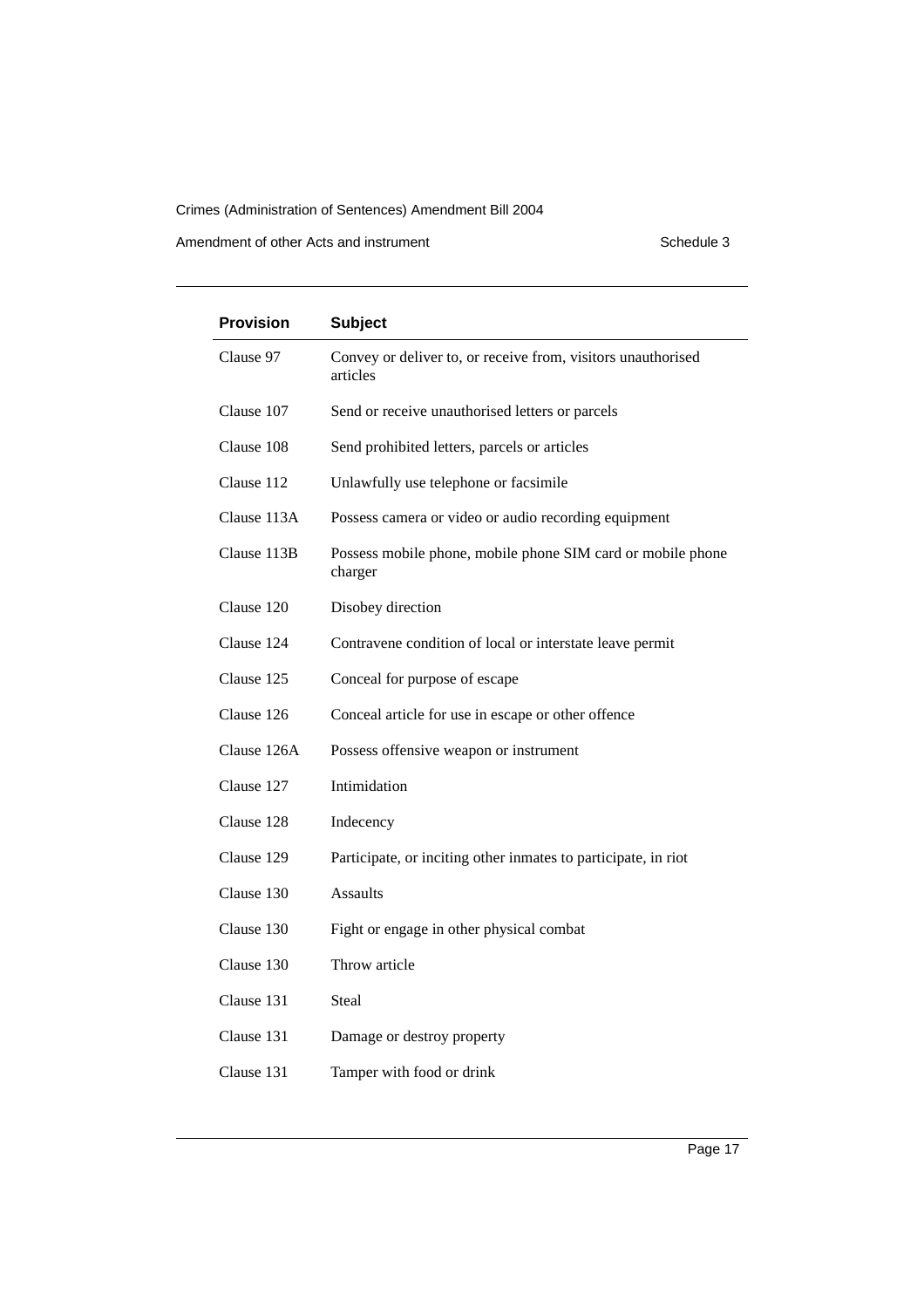| Provision | Subject |
|---|---|
| Clause 97 | Convey or deliver to, or receive from, visitors unauthorised articles |
| Clause 107 | Send or receive unauthorised letters or parcels |
| Clause 108 | Send prohibited letters, parcels or articles |
| Clause 112 | Unlawfully use telephone or facsimile |
| Clause 113A | Possess camera or video or audio recording equipment |
| Clause 113B | Possess mobile phone, mobile phone SIM card or mobile phone charger |
| Clause 120 | Disobey direction |
| Clause 124 | Contravene condition of local or interstate leave permit |
| Clause 125 | Conceal for purpose of escape |
| Clause 126 | Conceal article for use in escape or other offence |
| Clause 126A | Possess offensive weapon or instrument |
| Clause 127 | Intimidation |
| Clause 128 | Indecency |
| Clause 129 | Participate, or inciting other inmates to participate, in riot |
| Clause 130 | Assaults |
| Clause 130 | Fight or engage in other physical combat |
| Clause 130 | Throw article |
| Clause 131 | Steal |
| Clause 131 | Damage or destroy property |
| Clause 131 | Tamper with food or drink |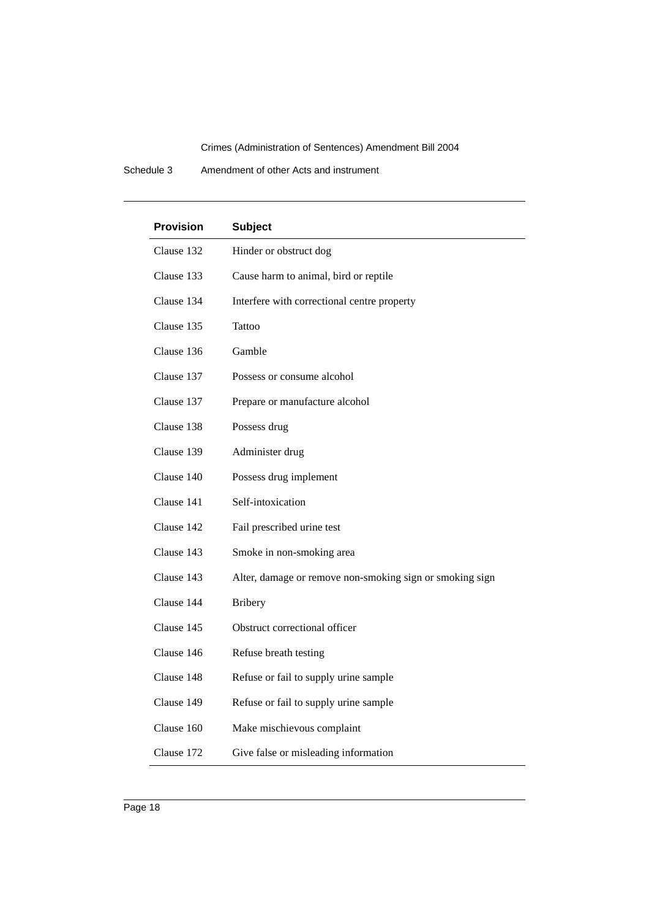| Provision | Subject |
|---|---|
| Clause 132 | Hinder or obstruct dog |
| Clause 133 | Cause harm to animal, bird or reptile |
| Clause 134 | Interfere with correctional centre property |
| Clause 135 | Tattoo |
| Clause 136 | Gamble |
| Clause 137 | Possess or consume alcohol |
| Clause 137 | Prepare or manufacture alcohol |
| Clause 138 | Possess drug |
| Clause 139 | Administer drug |
| Clause 140 | Possess drug implement |
| Clause 141 | Self-intoxication |
| Clause 142 | Fail prescribed urine test |
| Clause 143 | Smoke in non-smoking area |
| Clause 143 | Alter, damage or remove non-smoking sign or smoking sign |
| Clause 144 | Bribery |
| Clause 145 | Obstruct correctional officer |
| Clause 146 | Refuse breath testing |
| Clause 148 | Refuse or fail to supply urine sample |
| Clause 149 | Refuse or fail to supply urine sample |
| Clause 160 | Make mischievous complaint |
| Clause 172 | Give false or misleading information |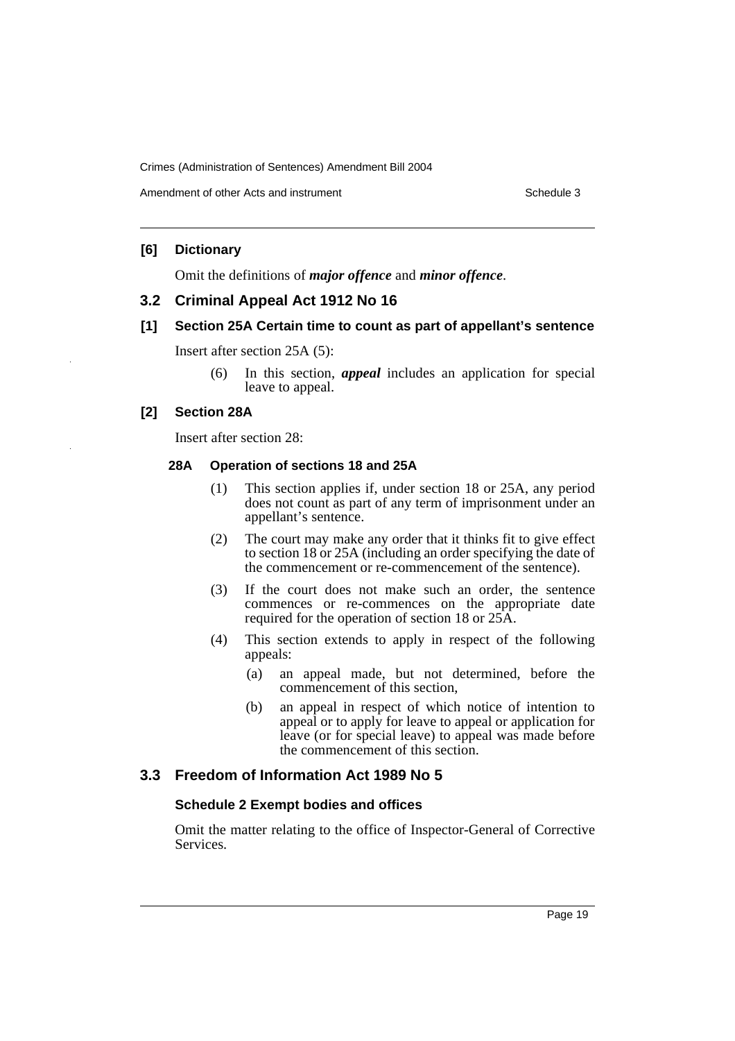### [6] Dictionary

Omit the definitions of ***major offence*** and ***minor offence***.

## 3.2 Criminal Appeal Act 1912 No 16

### [1] Section 25A Certain time to count as part of appellant's sentence

Insert after section 25A (5):

> (6) In this section, ***appeal*** includes an application for special leave to appeal.

### [2] Section 28A

Insert after section 28:

> **28A Operation of sections 18 and 25A**
>
> (1) This section applies if, under section 18 or 25A, any period does not count as part of any term of imprisonment under an appellant's sentence.
>
> (2) The court may make any order that it thinks fit to give effect to section 18 or 25A (including an order specifying the date of the commencement or re-commencement of the sentence).
>
> (3) If the court does not make such an order, the sentence commences or re-commences on the appropriate date required for the operation of section 18 or 25A.
>
> (4) This section extends to apply in respect of the following appeals:
>
> (a) an appeal made, but not determined, before the commencement of this section,
>
> (b) an appeal in respect of which notice of intention to appeal or to apply for leave to appeal or application for leave (or for special leave) to appeal was made before the commencement of this section.

## 3.3 Freedom of Information Act 1989 No 5

### Schedule 2 Exempt bodies and offices

Omit the matter relating to the office of Inspector-General of Corrective Services.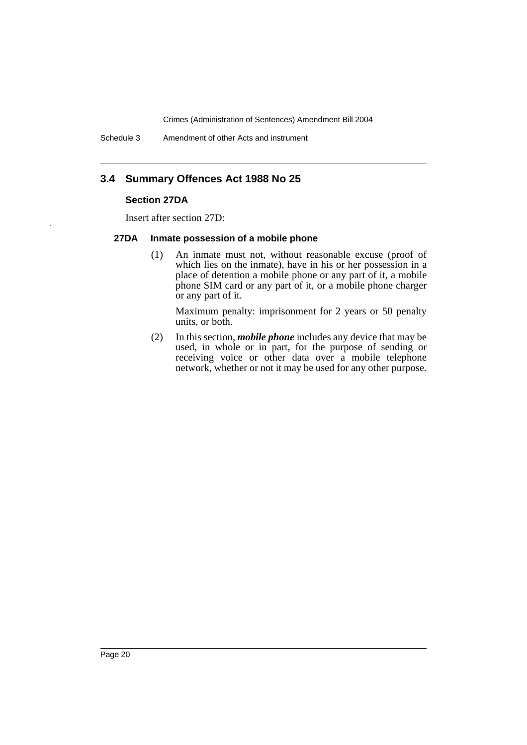## 3.4 Summary Offences Act 1988 No 25

### Section 27DA

Insert after section 27D:

#### 27DA Inmate possession of a mobile phone

(1) An inmate must not, without reasonable excuse (proof of which lies on the inmate), have in his or her possession in a place of detention a mobile phone or any part of it, a mobile phone SIM card or any part of it, or a mobile phone charger or any part of it.

Maximum penalty: imprisonment for 2 years or 50 penalty units, or both.

(2) In this section, ***mobile phone*** includes any device that may be used, in whole or in part, for the purpose of sending or receiving voice or other data over a mobile telephone network, whether or not it may be used for any other purpose.